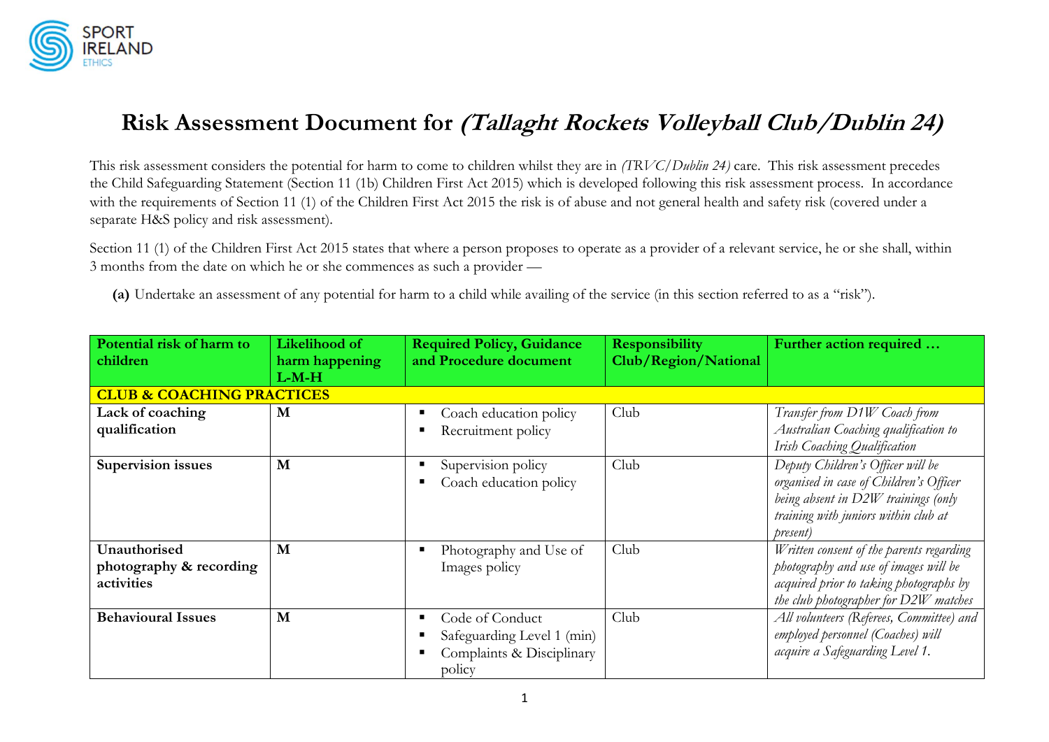# Risk Assessment Document for *(Tallaght Rockets Volleyball Club/Dublin 24)*

This risk assessment considers the potential for harm to come to children whilst they are in *(TRVC/Dublin 24)* care. This risk assessment precedes the Child Safeguarding Statement (Section 11 (1b) Children First Act 2015) which is developed following this risk assessment process. In accordance with the requirements of Section 11 (1) of the Children First Act 2015 the risk is of abuse and not general health and safety risk (covered under a separate H&S policy and risk assessment).

Section 11 (1) of the Children First Act 2015 states that where a person proposes to operate as a provider of a relevant service, he or she shall, within 3 months from the date on which he or she commences as such a provider —

**(a)** Undertake an assessment of any potential for harm to a child while availing of the service (in this section referred to as a "risk").

| Potential risk of harm to children | Likelihood of harm happening L-M-H | Required Policy, Guidance and Procedure document | Responsibility Club/Region/National | Further action required … |
|---|---|---|---|---|
| **CLUB & COACHING PRACTICES** | | | | |
| **Lack of coaching qualification** | **M** | ▪ Coach education policy<br>▪ Recruitment policy | Club | *Transfer from D1W Coach from Australian Coaching qualification to Irish Coaching Qualification* |
| **Supervision issues** | **M** | ▪ Supervision policy<br>▪ Coach education policy | Club | *Deputy Children's Officer will be organised in case of Children's Officer being absent in D2W trainings (only training with juniors within club at present)* |
| **Unauthorised photography & recording activities** | **M** | ▪ Photography and Use of Images policy | Club | *Written consent of the parents regarding photography and use of images will be acquired prior to taking photographs by the club photographer for D2W matches* |
| **Behavioural Issues** | **M** | ▪ Code of Conduct<br>▪ Safeguarding Level 1 (min)<br>▪ Complaints & Disciplinary policy | Club | *All volunteers (Referees, Committee) and employed personnel (Coaches) will acquire a Safeguarding Level 1.* |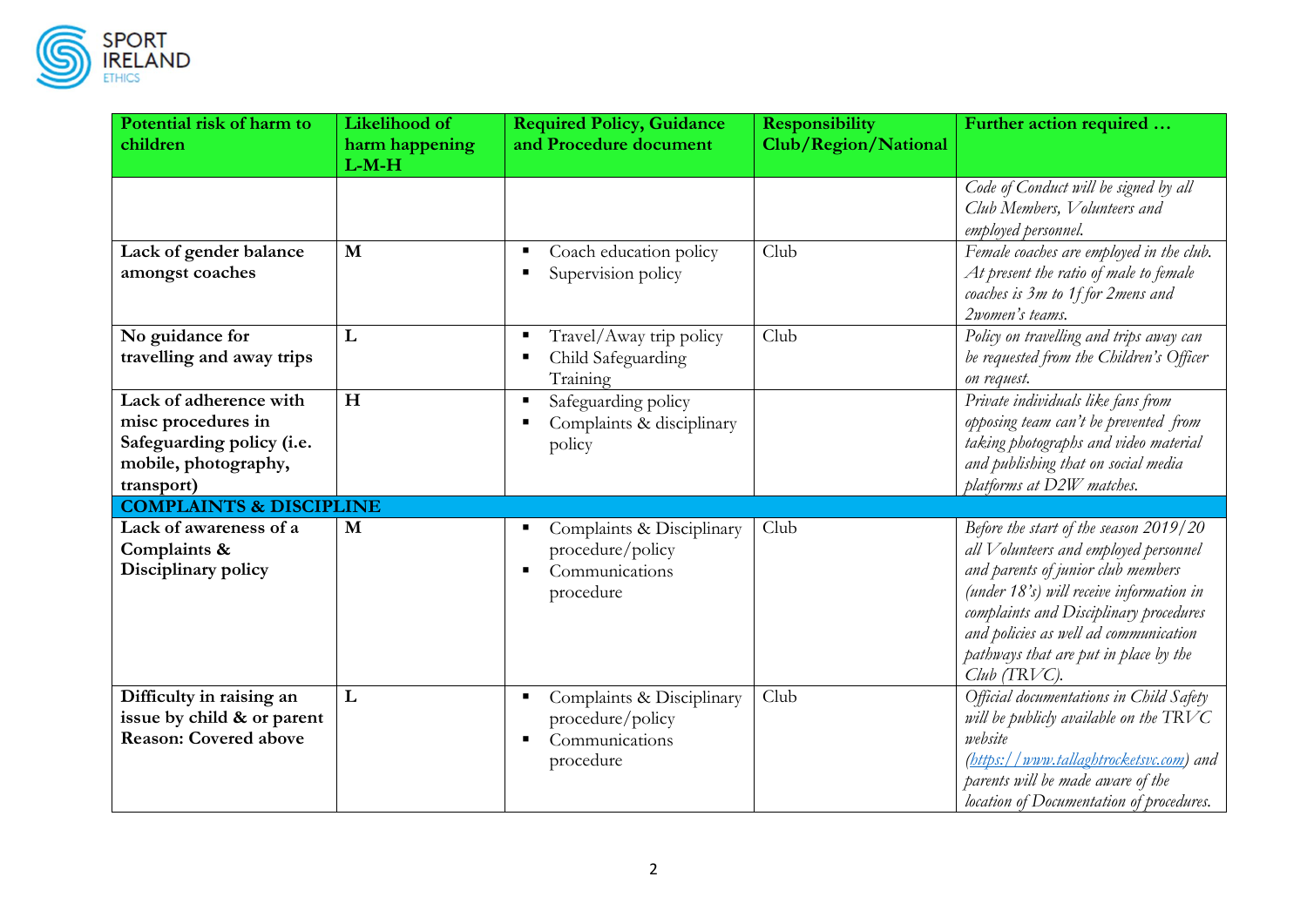| Potential risk of harm to children | Likelihood of harm happening L-M-H | Required Policy, Guidance and Procedure document | Responsibility Club/Region/National | Further action required … |
|---|---|---|---|---|
| | | | | *Code of Conduct will be signed by all Club Members, Volunteers and employed personnel.* |
| **Lack of gender balance amongst coaches** | **M** | ▪ Coach education policy<br>▪ Supervision policy | Club | *Female coaches are employed in the club. At present the ratio of male to female coaches is 3m to 1f for 2mens and 2women's teams.* |
| **No guidance for travelling and away trips** | **L** | ▪ Travel/Away trip policy<br>▪ Child Safeguarding Training | Club | *Policy on travelling and trips away can be requested from the Children's Officer on request.* |
| **Lack of adherence with misc procedures in Safeguarding policy (i.e. mobile, photography, transport)** | **H** | ▪ Safeguarding policy<br>▪ Complaints & disciplinary policy | | *Private individuals like fans from opposing team can't be prevented from taking photographs and video material and publishing that on social media platforms at D2W matches.* |
| **COMPLAINTS & DISCIPLINE** | | | | |
| **Lack of awareness of a Complaints & Disciplinary policy** | **M** | ▪ Complaints & Disciplinary procedure/policy<br>▪ Communications procedure | Club | *Before the start of the season 2019/20 all Volunteers and employed personnel and parents of junior club members (under 18's) will receive information in complaints and Disciplinary procedures and policies as well ad communication pathways that are put in place by the Club (TRVC).* |
| **Difficulty in raising an issue by child & or parent Reason: Covered above** | **L** | ▪ Complaints & Disciplinary procedure/policy<br>▪ Communications procedure | Club | *Official documentations in Child Safety will be publicly available on the TRVC website ([https://www.tallaghtrocketsvc.com](https://www.tallaghtrocketsvc.com)) and parents will be made aware of the location of Documentation of procedures.* |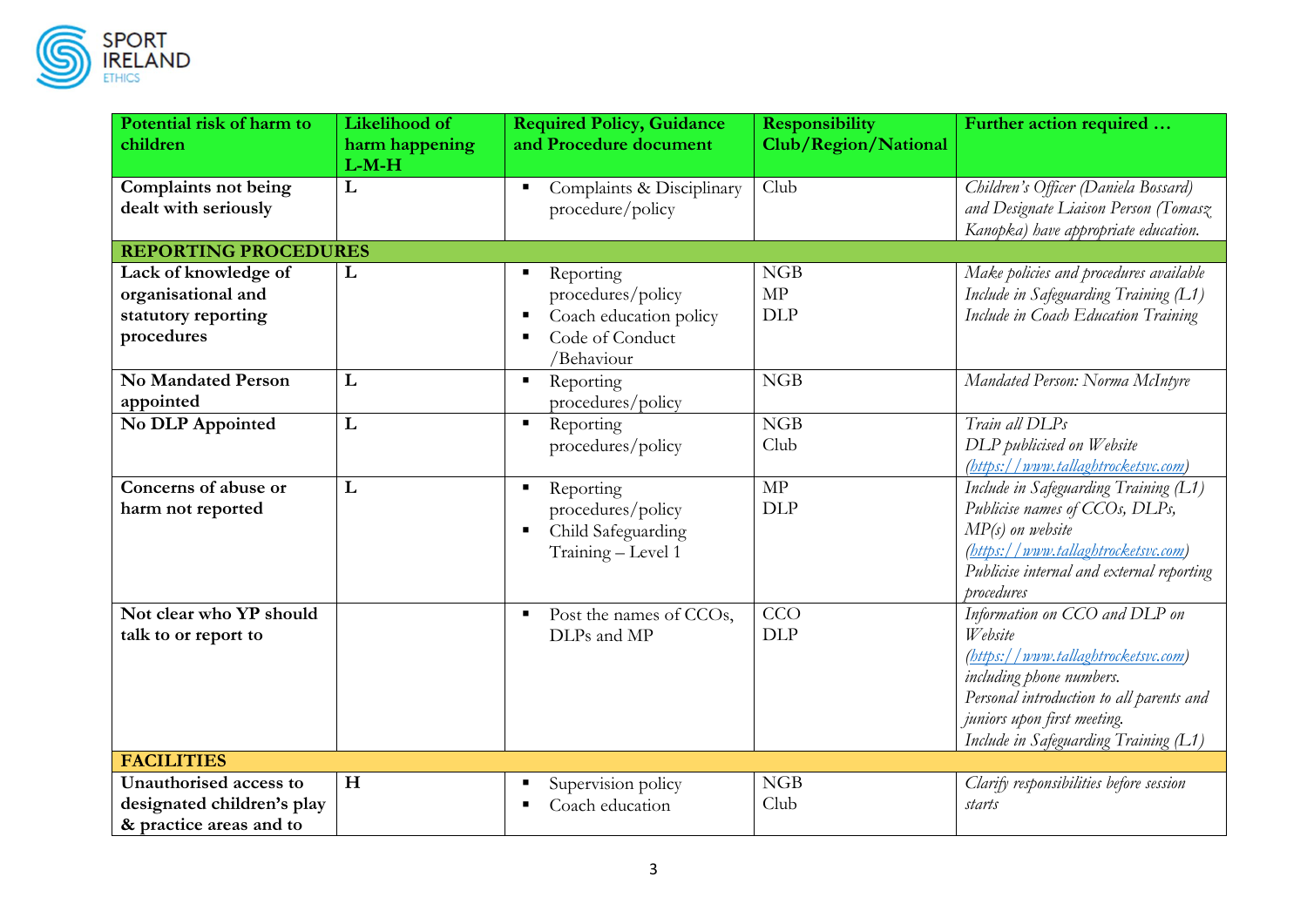| Potential risk of harm to children | Likelihood of harm happening L-M-H | Required Policy, Guidance and Procedure document | Responsibility Club/Region/National | Further action required … |
|---|---|---|---|---|
| **Complaints not being dealt with seriously** | **L** | ▪ Complaints & Disciplinary procedure/policy | Club | *Children's Officer (Daniela Bossard) and Designate Liaison Person (Tomasz Kanopka) have appropriate education.* |
| **REPORTING PROCEDURES** | | | | |
| **Lack of knowledge of organisational and statutory reporting procedures** | **L** | ▪ Reporting procedures/policy<br>▪ Coach education policy<br>▪ Code of Conduct /Behaviour | NGB<br>MP<br>DLP | *Make policies and procedures available*<br>*Include in Safeguarding Training (L1)*<br>*Include in Coach Education Training* |
| **No Mandated Person appointed** | **L** | ▪ Reporting procedures/policy | NGB | *Mandated Person: Norma McIntyre* |
| **No DLP Appointed** | **L** | ▪ Reporting procedures/policy | NGB<br>Club | *Train all DLPs*<br>*DLP publicised on Website (https://www.tallaghtrocketsvc.com)* |
| **Concerns of abuse or harm not reported** | **L** | ▪ Reporting procedures/policy<br>▪ Child Safeguarding Training – Level 1 | MP<br>DLP | *Include in Safeguarding Training (L1)*<br>*Publicise names of CCOs, DLPs, MP(s) on website (https://www.tallaghtrocketsvc.com)*<br>*Publicise internal and external reporting procedures* |
| **Not clear who YP should talk to or report to** | | ▪ Post the names of CCOs, DLPs and MP | CCO<br>DLP | *Information on CCO and DLP on Website (https://www.tallaghtrocketsvc.com) including phone numbers.*<br>*Personal introduction to all parents and juniors upon first meeting.*<br>*Include in Safeguarding Training (L1)* |
| **FACILITIES** | | | | |
| **Unauthorised access to designated children's play & practice areas and to** | **H** | ▪ Supervision policy<br>▪ Coach education | NGB<br>Club | *Clarify responsibilities before session starts* |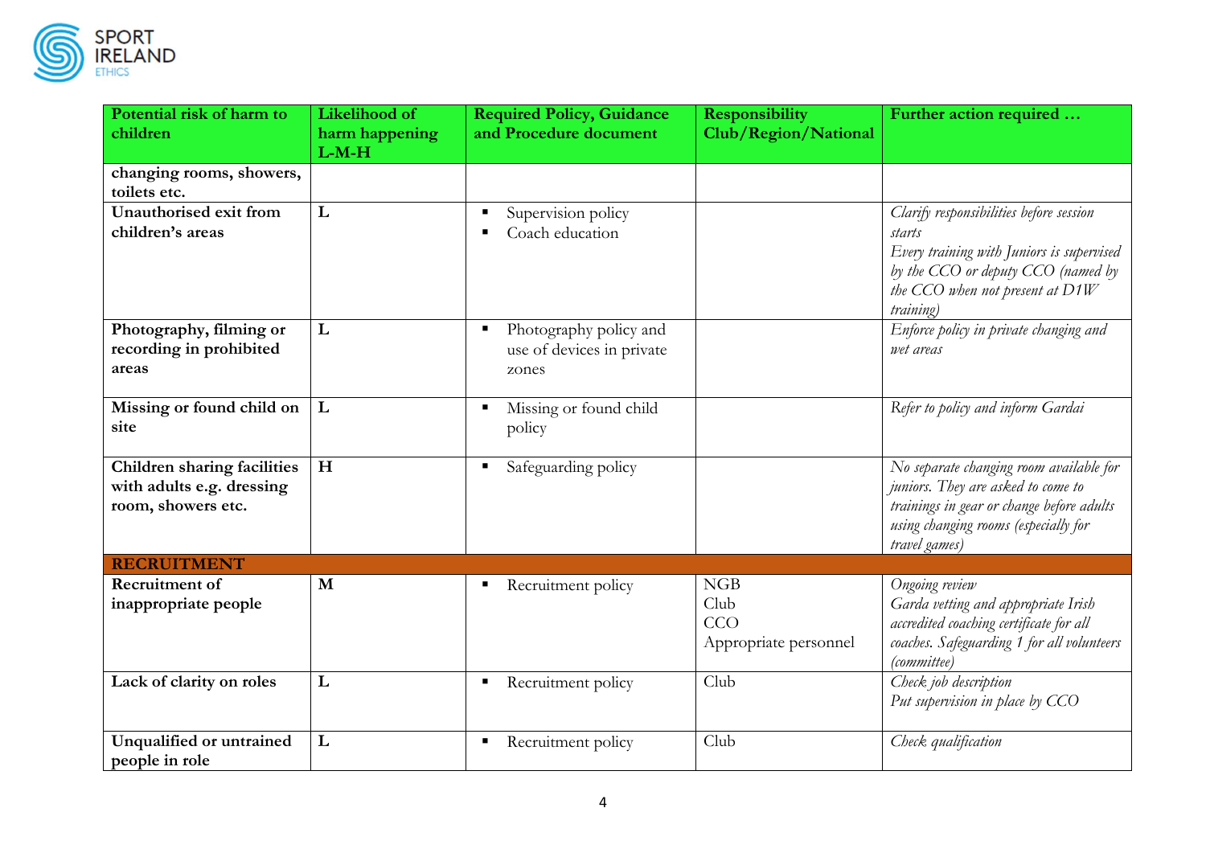| Potential risk of harm to children | Likelihood of harm happening L-M-H | Required Policy, Guidance and Procedure document | Responsibility Club/Region/National | Further action required … |
|---|---|---|---|---|
| **changing rooms, showers, toilets etc.** | | | | |
| **Unauthorised exit from children's areas** | **L** | ▪ Supervision policy<br>▪ Coach education | | *Clarify responsibilities before session starts*<br>*Every training with Juniors is supervised by the CCO or deputy CCO (named by the CCO when not present at D1W training)* |
| **Photography, filming or recording in prohibited areas** | **L** | ▪ Photography policy and use of devices in private zones | | *Enforce policy in private changing and wet areas* |
| **Missing or found child on site** | **L** | ▪ Missing or found child policy | | *Refer to policy and inform Gardai* |
| **Children sharing facilities with adults e.g. dressing room, showers etc.** | **H** | ▪ Safeguarding policy | | *No separate changing room available for juniors. They are asked to come to trainings in gear or change before adults using changing rooms (especially for travel games)* |
| **RECRUITMENT** | | | | |
| **Recruitment of inappropriate people** | **M** | ▪ Recruitment policy | NGB<br>Club<br>CCO<br>Appropriate personnel | *Ongoing review*<br>*Garda vetting and appropriate Irish accredited coaching certificate for all coaches. Safeguarding 1 for all volunteers (committee)* |
| **Lack of clarity on roles** | **L** | ▪ Recruitment policy | Club | *Check job description*<br>*Put supervision in place by CCO* |
| **Unqualified or untrained people in role** | **L** | ▪ Recruitment policy | Club | *Check qualification* |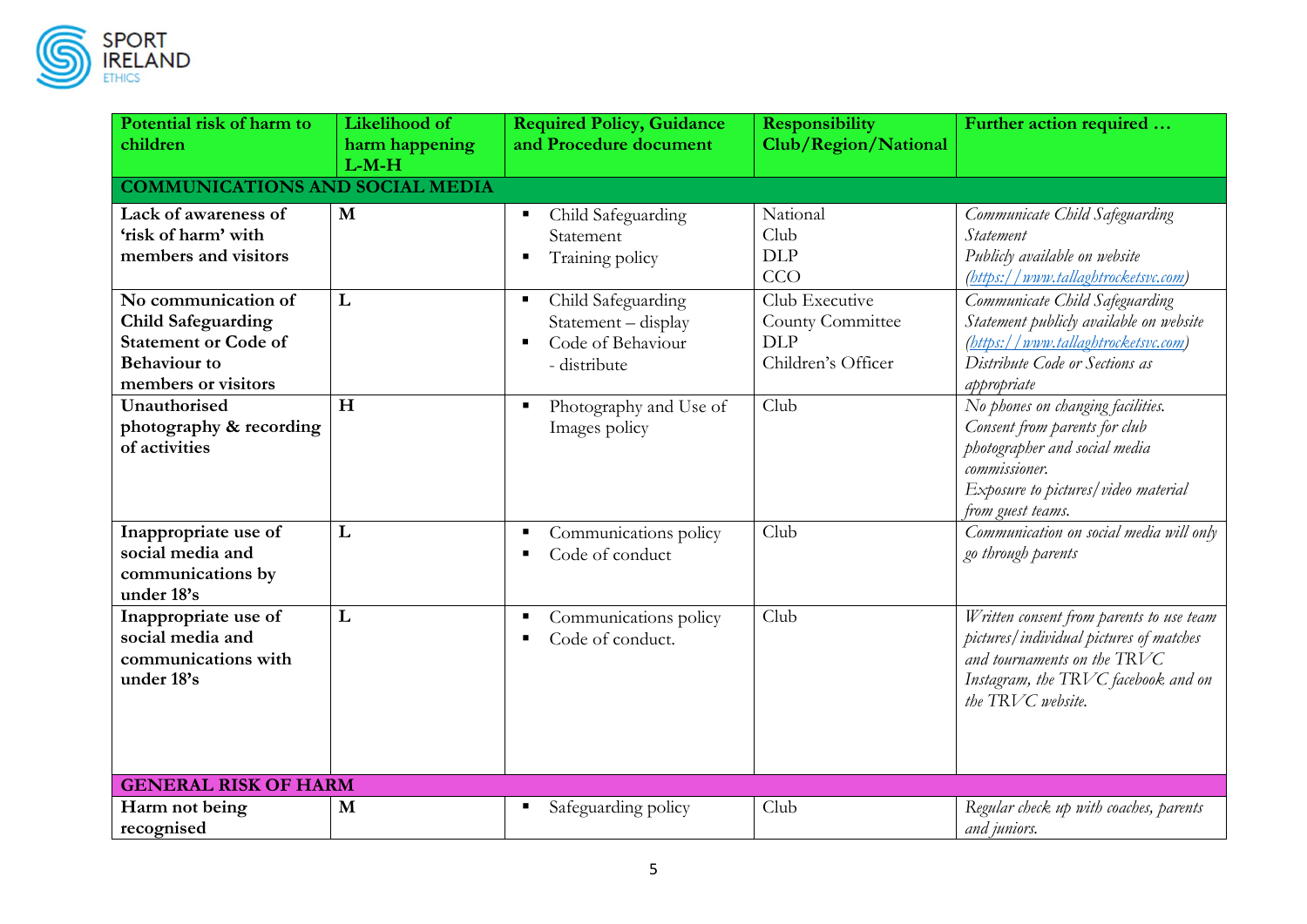| Potential risk of harm to children | Likelihood of harm happening L-M-H | Required Policy, Guidance and Procedure document | Responsibility Club/Region/National | Further action required … |
|---|---|---|---|---|
| **COMMUNICATIONS AND SOCIAL MEDIA** | | | | |
| **Lack of awareness of 'risk of harm' with members and visitors** | **M** | ▪ Child Safeguarding Statement<br>▪ Training policy | National<br>Club<br>DLP<br>CCO | *Communicate Child Safeguarding Statement*<br>*Publicly available on website (https://www.tallaghtrocketsvc.com)* |
| **No communication of Child Safeguarding Statement or Code of Behaviour to members or visitors** | **L** | ▪ Child Safeguarding Statement – display<br>▪ Code of Behaviour - distribute | Club Executive<br>County Committee<br>DLP<br>Children's Officer | *Communicate Child Safeguarding Statement publicly available on website (https://www.tallaghtrocketsvc.com)*<br>*Distribute Code or Sections as appropriate* |
| **Unauthorised photography & recording of activities** | **H** | ▪ Photography and Use of Images policy | Club | *No phones on changing facilities.*<br>*Consent from parents for club photographer and social media commissioner.*<br>*Exposure to pictures/video material from guest teams.* |
| **Inappropriate use of social media and communications by under 18's** | **L** | ▪ Communications policy<br>▪ Code of conduct | Club | *Communication on social media will only go through parents* |
| **Inappropriate use of social media and communications with under 18's** | **L** | ▪ Communications policy<br>▪ Code of conduct. | Club | *Written consent from parents to use team pictures/individual pictures of matches and tournaments on the TRVC Instagram, the TRVC facebook and on the TRVC website.* |
| **GENERAL RISK OF HARM** | | | | |
| **Harm not being recognised** | **M** | ▪ Safeguarding policy | Club | *Regular check up with coaches, parents and juniors.* |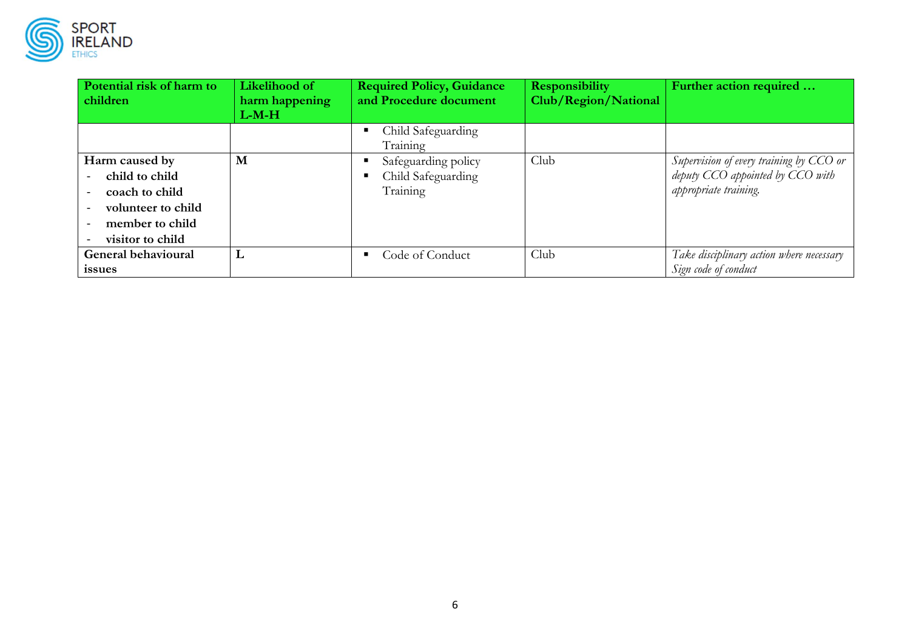| Potential risk of harm to children | Likelihood of harm happening L-M-H | Required Policy, Guidance and Procedure document | Responsibility Club/Region/National | Further action required … |
|---|---|---|---|---|
| | | ▪ Child Safeguarding Training | | |
| **Harm caused by**<br>- **child to child**<br>- **coach to child**<br>- **volunteer to child**<br>- **member to child**<br>- **visitor to child** | **M** | ▪ Safeguarding policy<br>▪ Child Safeguarding Training | Club | *Supervision of every training by CCO or deputy CCO appointed by CCO with appropriate training.* |
| **General behavioural issues** | **L** | ▪ Code of Conduct | Club | *Take disciplinary action where necessary*<br>*Sign code of conduct* |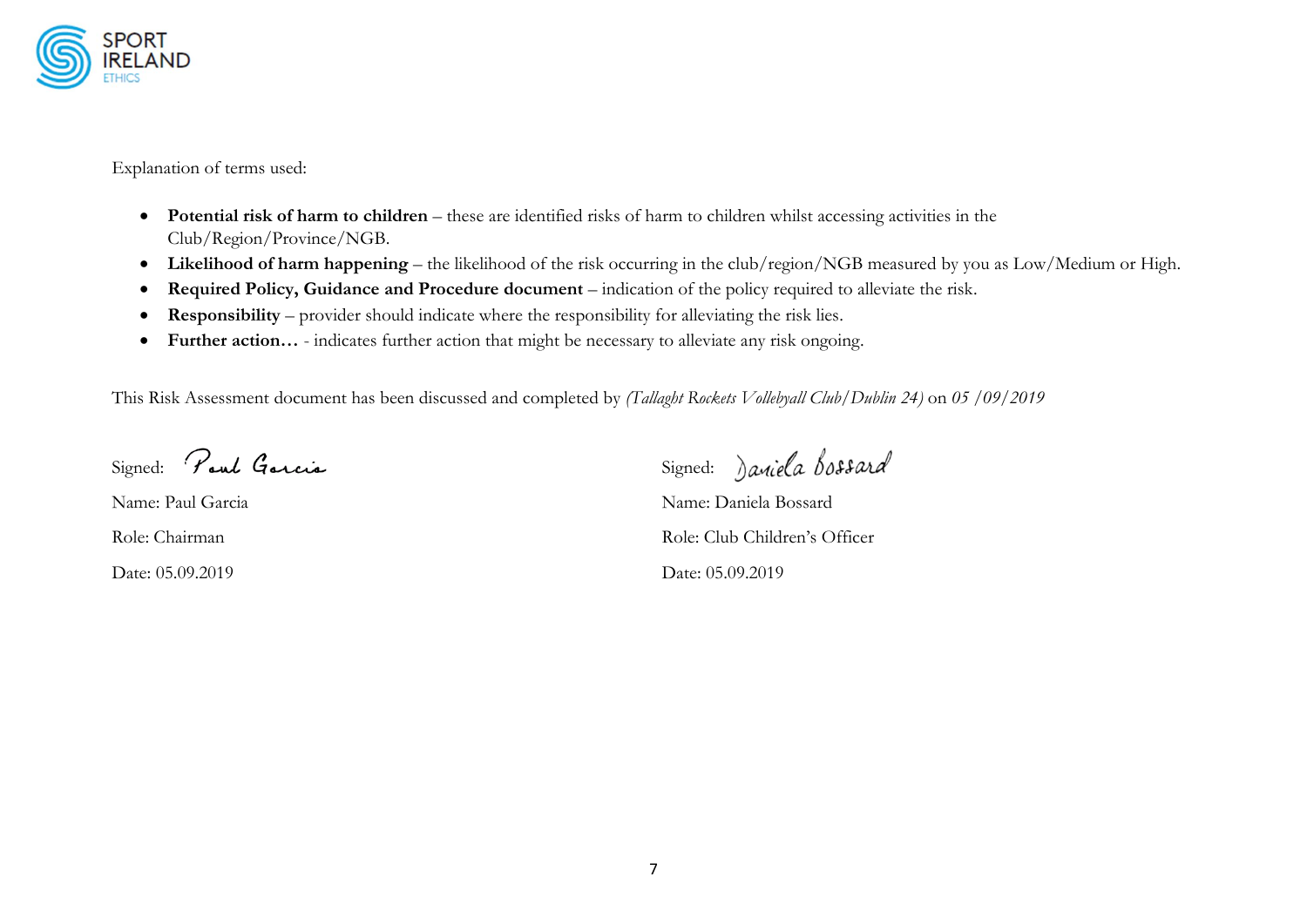Explanation of terms used:

- **Potential risk of harm to children** – these are identified risks of harm to children whilst accessing activities in the Club/Region/Province/NGB.
- **Likelihood of harm happening** – the likelihood of the risk occurring in the club/region/NGB measured by you as Low/Medium or High.
- **Required Policy, Guidance and Procedure document** – indication of the policy required to alleviate the risk.
- **Responsibility** – provider should indicate where the responsibility for alleviating the risk lies.
- **Further action…** - indicates further action that might be necessary to alleviate any risk ongoing.

This Risk Assessment document has been discussed and completed by *(Tallaght Rockets Vollebyall Club/Dublin 24)* on *05 /09/2019*

Signed: Paul Garcia

Name: Paul Garcia

Role: Chairman

Date: 05.09.2019

Signed: Daniela Bossard

Name: Daniela Bossard

Role: Club Children's Officer

Date: 05.09.2019